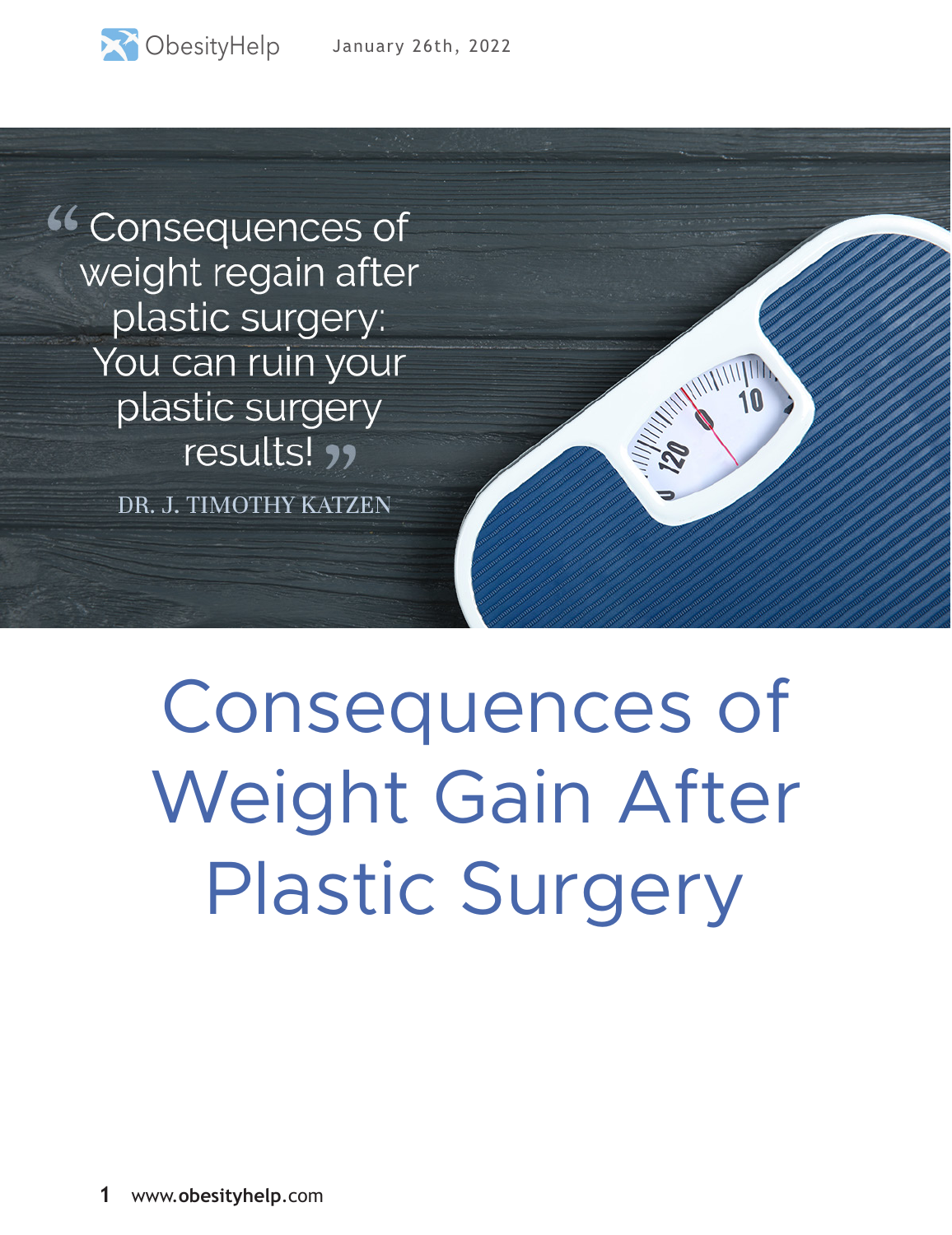ObesityHelp January 26th, 2022

> "Consequences of weight regain after plastic surgery: You can ruin your plastic surgery results!"
>
> DR. J. TIMOTHY KATZEN

# Consequences of Weight Gain After Plastic Surgery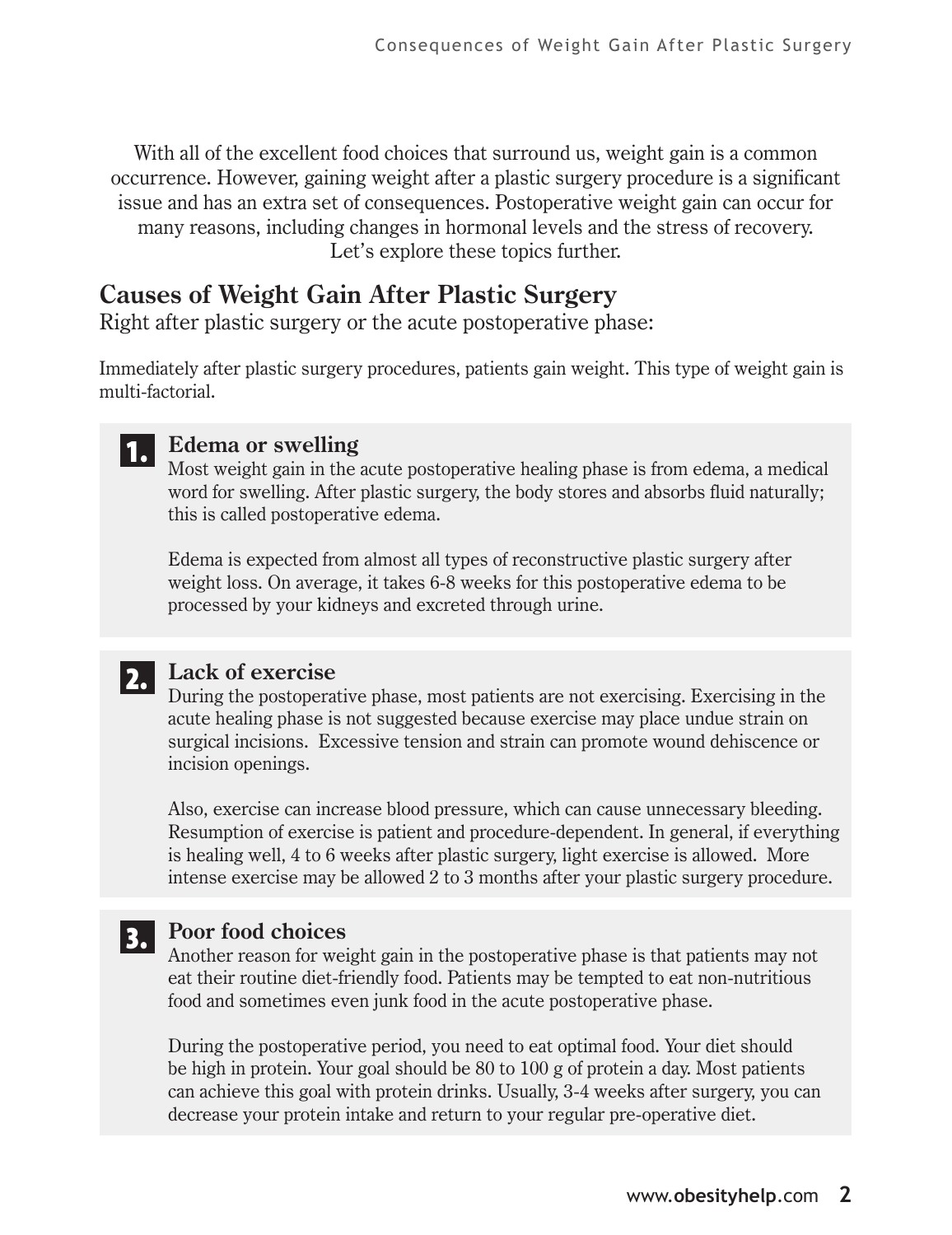With all of the excellent food choices that surround us, weight gain is a common occurrence. However, gaining weight after a plastic surgery procedure is a significant issue and has an extra set of consequences. Postoperative weight gain can occur for many reasons, including changes in hormonal levels and the stress of recovery. Let's explore these topics further.

## Causes of Weight Gain After Plastic Surgery

Right after plastic surgery or the acute postoperative phase:

Immediately after plastic surgery procedures, patients gain weight. This type of weight gain is multi-factorial.

### 1. Edema or swelling

Most weight gain in the acute postoperative healing phase is from edema, a medical word for swelling. After plastic surgery, the body stores and absorbs fluid naturally; this is called postoperative edema.

Edema is expected from almost all types of reconstructive plastic surgery after weight loss. On average, it takes 6-8 weeks for this postoperative edema to be processed by your kidneys and excreted through urine.

### 2. Lack of exercise

During the postoperative phase, most patients are not exercising. Exercising in the acute healing phase is not suggested because exercise may place undue strain on surgical incisions. Excessive tension and strain can promote wound dehiscence or incision openings.

Also, exercise can increase blood pressure, which can cause unnecessary bleeding. Resumption of exercise is patient and procedure-dependent. In general, if everything is healing well, 4 to 6 weeks after plastic surgery, light exercise is allowed. More intense exercise may be allowed 2 to 3 months after your plastic surgery procedure.

### 3. Poor food choices

Another reason for weight gain in the postoperative phase is that patients may not eat their routine diet-friendly food. Patients may be tempted to eat non-nutritious food and sometimes even junk food in the acute postoperative phase.

During the postoperative period, you need to eat optimal food. Your diet should be high in protein. Your goal should be 80 to 100 g of protein a day. Most patients can achieve this goal with protein drinks. Usually, 3-4 weeks after surgery, you can decrease your protein intake and return to your regular pre-operative diet.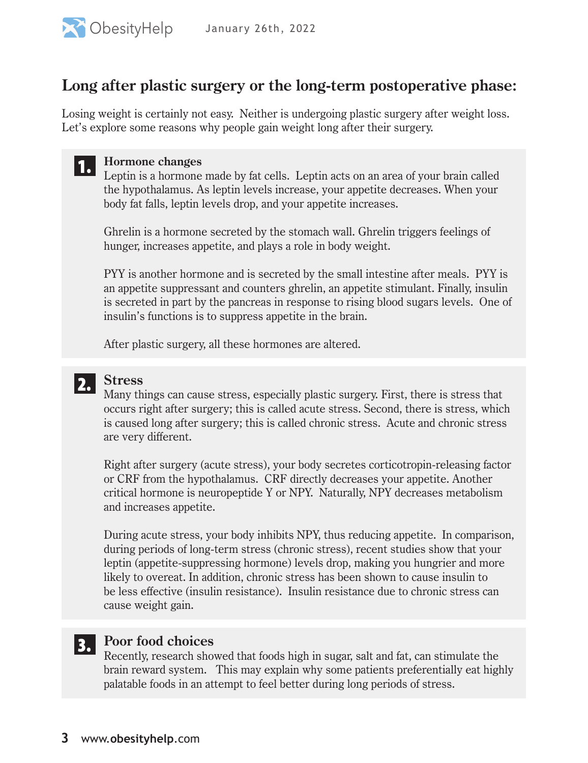## Long after plastic surgery or the long-term postoperative phase:

Losing weight is certainly not easy. Neither is undergoing plastic surgery after weight loss. Let's explore some reasons why people gain weight long after their surgery.

### 1. Hormone changes

Leptin is a hormone made by fat cells. Leptin acts on an area of your brain called the hypothalamus. As leptin levels increase, your appetite decreases. When your body fat falls, leptin levels drop, and your appetite increases.

Ghrelin is a hormone secreted by the stomach wall. Ghrelin triggers feelings of hunger, increases appetite, and plays a role in body weight.

PYY is another hormone and is secreted by the small intestine after meals. PYY is an appetite suppressant and counters ghrelin, an appetite stimulant. Finally, insulin is secreted in part by the pancreas in response to rising blood sugars levels. One of insulin's functions is to suppress appetite in the brain.

After plastic surgery, all these hormones are altered.

### 2. Stress

Many things can cause stress, especially plastic surgery. First, there is stress that occurs right after surgery; this is called acute stress. Second, there is stress, which is caused long after surgery; this is called chronic stress. Acute and chronic stress are very different.

Right after surgery (acute stress), your body secretes corticotropin-releasing factor or CRF from the hypothalamus. CRF directly decreases your appetite. Another critical hormone is neuropeptide Y or NPY. Naturally, NPY decreases metabolism and increases appetite.

During acute stress, your body inhibits NPY, thus reducing appetite. In comparison, during periods of long-term stress (chronic stress), recent studies show that your leptin (appetite-suppressing hormone) levels drop, making you hungrier and more likely to overeat. In addition, chronic stress has been shown to cause insulin to be less effective (insulin resistance). Insulin resistance due to chronic stress can cause weight gain.

### 3. Poor food choices

Recently, research showed that foods high in sugar, salt and fat, can stimulate the brain reward system. This may explain why some patients preferentially eat highly palatable foods in an attempt to feel better during long periods of stress.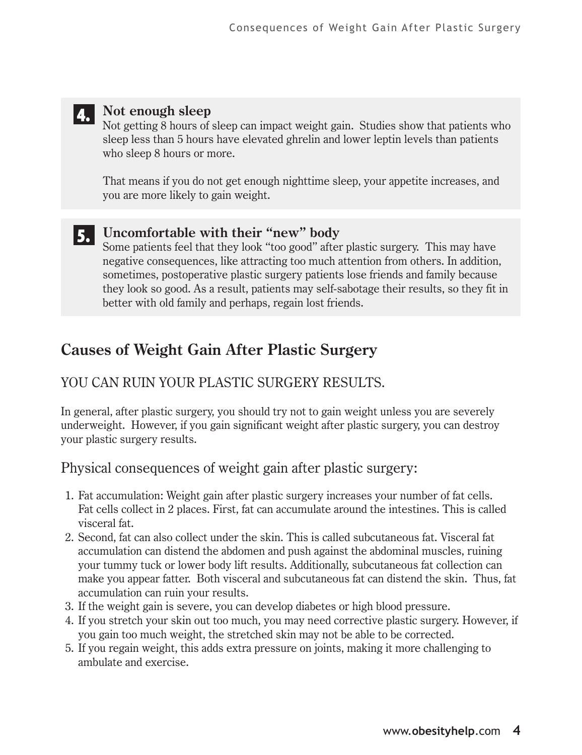**4. Not enough sleep**

Not getting 8 hours of sleep can impact weight gain. Studies show that patients who sleep less than 5 hours have elevated ghrelin and lower leptin levels than patients who sleep 8 hours or more.

That means if you do not get enough nighttime sleep, your appetite increases, and you are more likely to gain weight.

**5. Uncomfortable with their "new" body**

Some patients feel that they look "too good" after plastic surgery. This may have negative consequences, like attracting too much attention from others. In addition, sometimes, postoperative plastic surgery patients lose friends and family because they look so good. As a result, patients may self-sabotage their results, so they fit in better with old family and perhaps, regain lost friends.

## Causes of Weight Gain After Plastic Surgery

### YOU CAN RUIN YOUR PLASTIC SURGERY RESULTS.

In general, after plastic surgery, you should try not to gain weight unless you are severely underweight. However, if you gain significant weight after plastic surgery, you can destroy your plastic surgery results.

### Physical consequences of weight gain after plastic surgery:

1. Fat accumulation: Weight gain after plastic surgery increases your number of fat cells. Fat cells collect in 2 places. First, fat can accumulate around the intestines. This is called visceral fat.
2. Second, fat can also collect under the skin. This is called subcutaneous fat. Visceral fat accumulation can distend the abdomen and push against the abdominal muscles, ruining your tummy tuck or lower body lift results. Additionally, subcutaneous fat collection can make you appear fatter. Both visceral and subcutaneous fat can distend the skin. Thus, fat accumulation can ruin your results.
3. If the weight gain is severe, you can develop diabetes or high blood pressure.
4. If you stretch your skin out too much, you may need corrective plastic surgery. However, if you gain too much weight, the stretched skin may not be able to be corrected.
5. If you regain weight, this adds extra pressure on joints, making it more challenging to ambulate and exercise.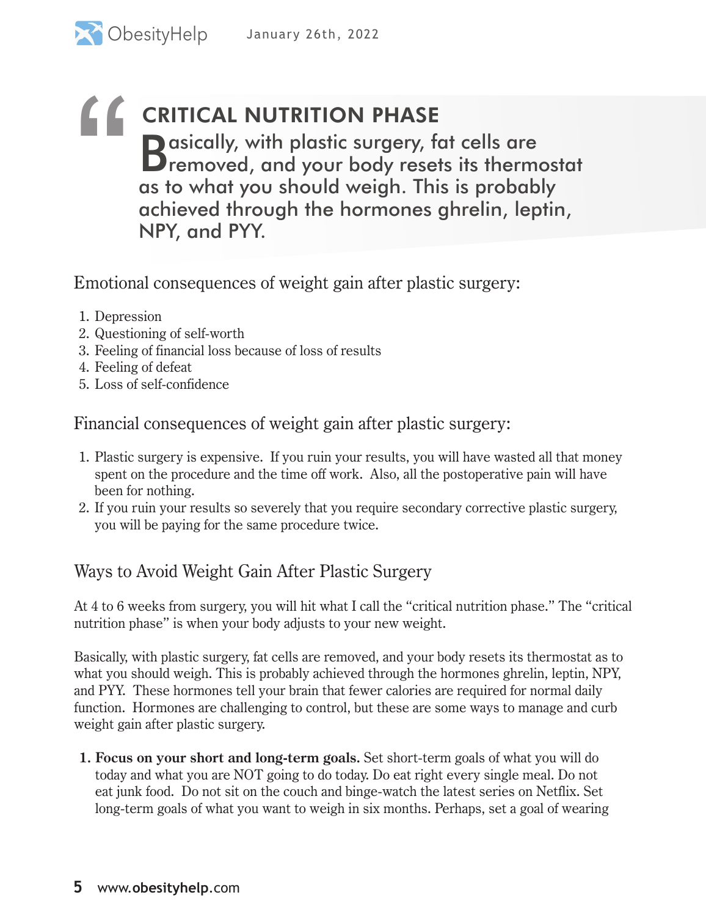> **CRITICAL NUTRITION PHASE**
> Basically, with plastic surgery, fat cells are removed, and your body resets its thermostat as to what you should weigh. This is probably achieved through the hormones ghrelin, leptin, NPY, and PYY.

## Emotional consequences of weight gain after plastic surgery:

1. Depression
2. Questioning of self-worth
3. Feeling of financial loss because of loss of results
4. Feeling of defeat
5. Loss of self-confidence

## Financial consequences of weight gain after plastic surgery:

1. Plastic surgery is expensive. If you ruin your results, you will have wasted all that money spent on the procedure and the time off work. Also, all the postoperative pain will have been for nothing.
2. If you ruin your results so severely that you require secondary corrective plastic surgery, you will be paying for the same procedure twice.

## Ways to Avoid Weight Gain After Plastic Surgery

At 4 to 6 weeks from surgery, you will hit what I call the "critical nutrition phase." The "critical nutrition phase" is when your body adjusts to your new weight.

Basically, with plastic surgery, fat cells are removed, and your body resets its thermostat as to what you should weigh. This is probably achieved through the hormones ghrelin, leptin, NPY, and PYY. These hormones tell your brain that fewer calories are required for normal daily function. Hormones are challenging to control, but these are some ways to manage and curb weight gain after plastic surgery.

1. **Focus on your short and long-term goals.** Set short-term goals of what you will do today and what you are NOT going to do today. Do eat right every single meal. Do not eat junk food. Do not sit on the couch and binge-watch the latest series on Netflix. Set long-term goals of what you want to weigh in six months. Perhaps, set a goal of wearing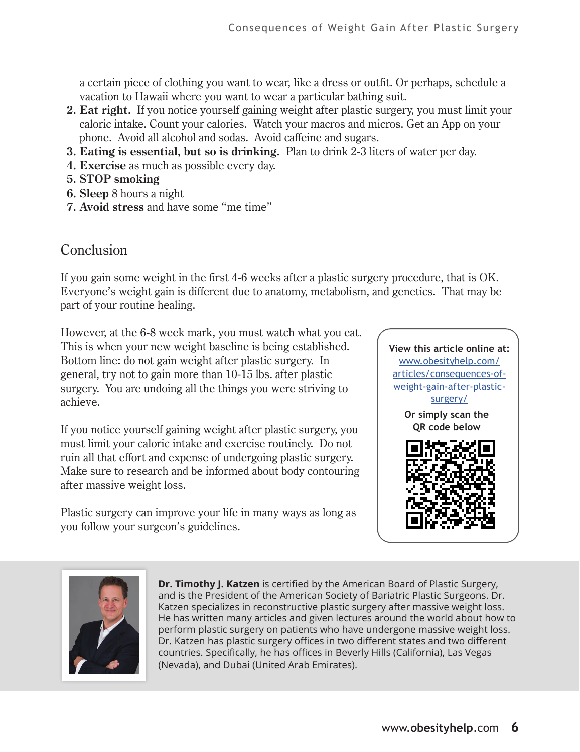a certain piece of clothing you want to wear, like a dress or outfit. Or perhaps, schedule a vacation to Hawaii where you want to wear a particular bathing suit.

2. **Eat right.** If you notice yourself gaining weight after plastic surgery, you must limit your caloric intake. Count your calories. Watch your macros and micros. Get an App on your phone. Avoid all alcohol and sodas. Avoid caffeine and sugars.
3. **Eating is essential, but so is drinking.** Plan to drink 2-3 liters of water per day.
4. **Exercise** as much as possible every day.
5. **STOP smoking**
6. **Sleep** 8 hours a night
7. **Avoid stress** and have some "me time"

## Conclusion

If you gain some weight in the first 4-6 weeks after a plastic surgery procedure, that is OK. Everyone's weight gain is different due to anatomy, metabolism, and genetics. That may be part of your routine healing.

However, at the 6-8 week mark, you must watch what you eat. This is when your new weight baseline is being established. Bottom line: do not gain weight after plastic surgery. In general, try not to gain more than 10-15 lbs. after plastic surgery. You are undoing all the things you were striving to achieve.

If you notice yourself gaining weight after plastic surgery, you must limit your caloric intake and exercise routinely. Do not ruin all that effort and expense of undergoing plastic surgery. Make sure to research and be informed about body contouring after massive weight loss.

Plastic surgery can improve your life in many ways as long as you follow your surgeon's guidelines.

**View this article online at:**
www.obesityhelp.com/articles/consequences-of-weight-gain-after-plastic-surgery/

**Or simply scan the QR code below**

**Dr. Timothy J. Katzen** is certified by the American Board of Plastic Surgery, and is the President of the American Society of Bariatric Plastic Surgeons. Dr. Katzen specializes in reconstructive plastic surgery after massive weight loss. He has written many articles and given lectures around the world about how to perform plastic surgery on patients who have undergone massive weight loss. Dr. Katzen has plastic surgery offices in two different states and two different countries. Specifically, he has offices in Beverly Hills (California), Las Vegas (Nevada), and Dubai (United Arab Emirates).